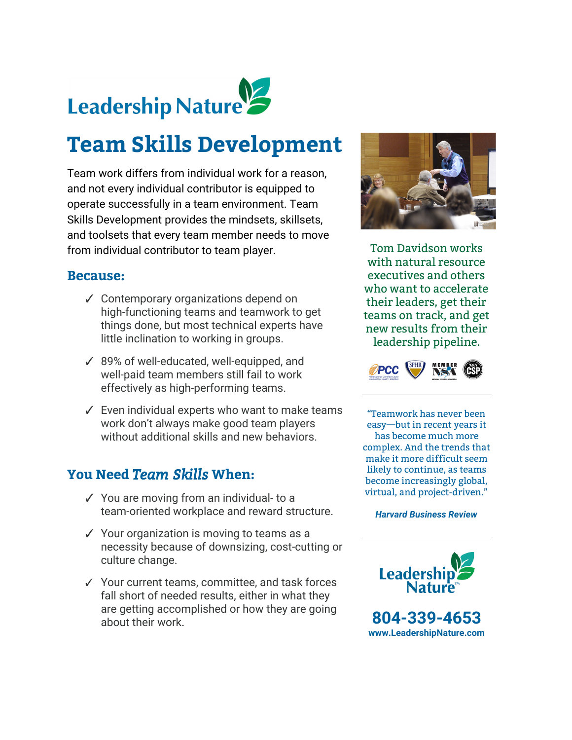Leadership Nature

# Team Skills Development

Team work differs from individual work for a reason, and not every individual contributor is equipped to operate successfully in a team environment. Team Skills Development provides the mindsets, skillsets, and toolsets that every team member needs to move from individual contributor to team player.

## Because:

- ✓ Contemporary organizations depend on high-functioning teams and teamwork to get things done, but most technical experts have little inclination to working in groups.
- ✓ 89% of well-educated, well-equipped, and well-paid team members still fail to work effectively as high-performing teams.
- ✓ Even individual experts who want to make teams work don't always make good team players without additional skills and new behaviors.

## You Need *Team Skills* When:

- ✓ You are moving from an individual- to a team-oriented workplace and reward structure.
- ✓ Your organization is moving to teams as a necessity because of downsizing, cost-cutting or culture change.
- ✓ Your current teams, committee, and task forces fall short of needed results, either in what they are getting accomplished or how they are going about their work.

Tom Davidson works with natural resource executives and others who want to accelerate their leaders, get their teams on track, and get new results from their leadership pipeline.

PCC · SPHR · MEMBER NSA · CSP

"Teamwork has never been easy—but in recent years it has become much more complex. And the trends that make it more difficult seem likely to continue, as teams become increasingly global, virtual, and project-driven."

***Harvard Business Review***

Leadership Nature™

**804-339-4653**

**www.LeadershipNature.com**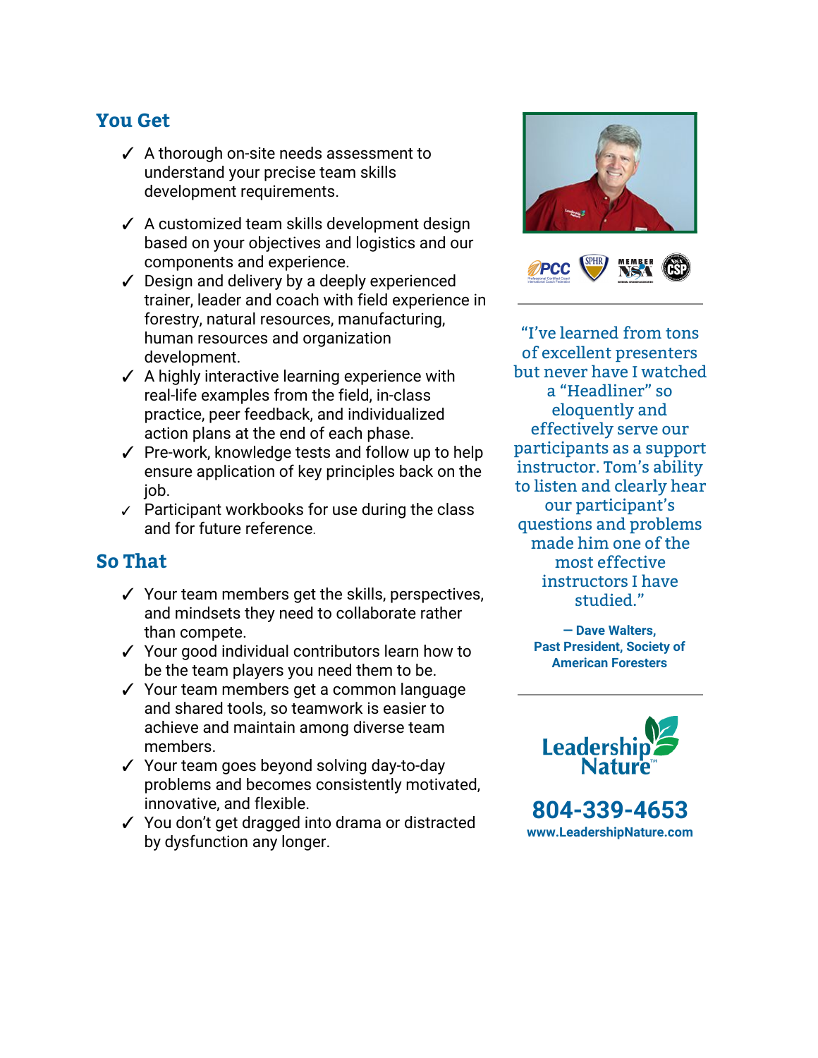## You Get

- ✓ A thorough on-site needs assessment to understand your precise team skills development requirements.
- ✓ A customized team skills development design based on your objectives and logistics and our components and experience.
- ✓ Design and delivery by a deeply experienced trainer, leader and coach with field experience in forestry, natural resources, manufacturing, human resources and organization development.
- ✓ A highly interactive learning experience with real-life examples from the field, in-class practice, peer feedback, and individualized action plans at the end of each phase.
- ✓ Pre-work, knowledge tests and follow up to help ensure application of key principles back on the job.
- ✓ Participant workbooks for use during the class and for future reference.

## So That

- ✓ Your team members get the skills, perspectives, and mindsets they need to collaborate rather than compete.
- ✓ Your good individual contributors learn how to be the team players you need them to be.
- ✓ Your team members get a common language and shared tools, so teamwork is easier to achieve and maintain among diverse team members.
- ✓ Your team goes beyond solving day-to-day problems and becomes consistently motivated, innovative, and flexible.
- ✓ You don't get dragged into drama or distracted by dysfunction any longer.

---

"I've learned from tons of excellent presenters but never have I watched a "Headliner" so eloquently and effectively serve our participants as a support instructor. Tom's ability to listen and clearly hear our participant's questions and problems made him one of the most effective instructors I have studied."

**— Dave Walters, Past President, Society of American Foresters**

---

Leadership Nature™

**804-339-4653**

**www.LeadershipNature.com**